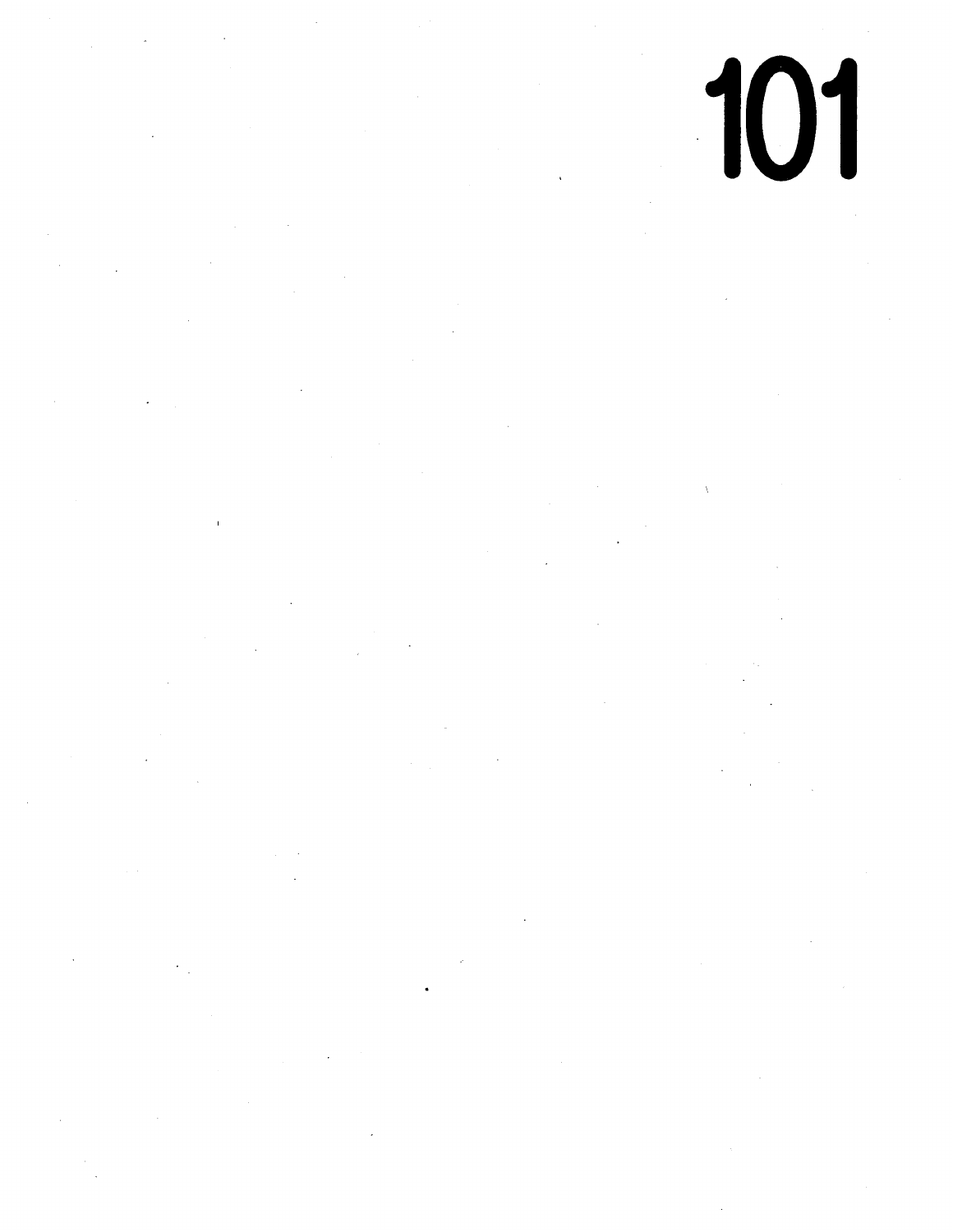# 101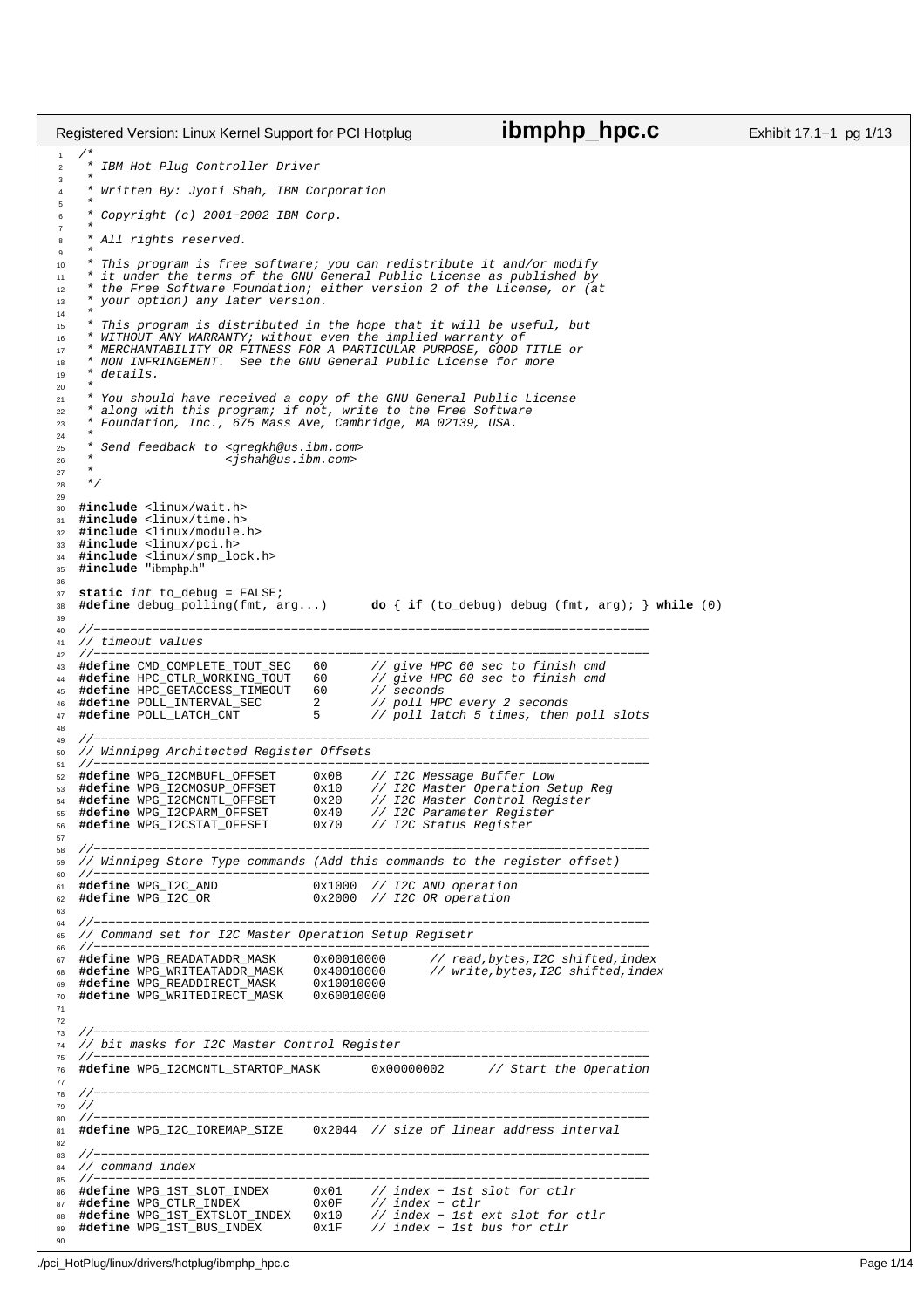```c
/*
 * IBM Hot Plug Controller Driver
 *
 * Written By: Jyoti Shah, IBM Corporation
 *
 * Copyright (c) 2001-2002 IBM Corp.
 *
 * All rights reserved.
 *
 * This program is free software; you can redistribute it and/or modify
 * it under the terms of the GNU General Public License as published by
 * the Free Software Foundation; either version 2 of the License, or (at
 * your option) any later version.
 *
 * This program is distributed in the hope that it will be useful, but
 * WITHOUT ANY WARRANTY; without even the implied warranty of
 * MERCHANTABILITY OR FITNESS FOR A PARTICULAR PURPOSE, GOOD TITLE or
 * NON INFRINGEMENT.  See the GNU General Public License for more
 * details.
 *
 * You should have received a copy of the GNU General Public License
 * along with this program; if not, write to the Free Software
 * Foundation, Inc., 675 Mass Ave, Cambridge, MA 02139, USA.
 *
 * Send feedback to <gregkh@us.ibm.com>
 *                  <jshah@us.ibm.com>
 *
 */

#include <linux/wait.h>
#include <linux/time.h>
#include <linux/module.h>
#include <linux/pci.h>
#include <linux/smp_lock.h>
#include "ibmphp.h"

static int to_debug = FALSE;
#define debug_polling(fmt, arg...)      do { if (to_debug) debug (fmt, arg); } while (0)

//----------------------------------------------------------------------------
// timeout values
//----------------------------------------------------------------------------
#define CMD_COMPLETE_TOUT_SEC   60      // give HPC 60 sec to finish cmd
#define HPC_CTLR_WORKING_TOUT   60      // give HPC 60 sec to finish cmd
#define HPC_GETACCESS_TIMEOUT   60      // seconds
#define POLL_INTERVAL_SEC       2       // poll HPC every 2 seconds
#define POLL_LATCH_CNT          5       // poll latch 5 times, then poll slots

//----------------------------------------------------------------------------
// Winnipeg Architected Register Offsets
//----------------------------------------------------------------------------
#define WPG_I2CMBUFL_OFFSET     0x08    // I2C Message Buffer Low
#define WPG_I2CMOSUP_OFFSET     0x10    // I2C Master Operation Setup Reg
#define WPG_I2CMCNTL_OFFSET     0x20    // I2C Master Control Register
#define WPG_I2CPARM_OFFSET      0x40    // I2C Parameter Register
#define WPG_I2CSTAT_OFFSET      0x70    // I2C Status Register

//----------------------------------------------------------------------------
// Winnipeg Store Type commands (Add this commands to the register offset)
//----------------------------------------------------------------------------
#define WPG_I2C_AND             0x1000  // I2C AND operation
#define WPG_I2C_OR              0x2000  // I2C OR operation

//----------------------------------------------------------------------------
// Command set for I2C Master Operation Setup Regisetr
//----------------------------------------------------------------------------
#define WPG_READATADDR_MASK     0x00010000      // read,bytes,I2C shifted,index
#define WPG_WRITEATADDR_MASK    0x40010000      // write,bytes,I2C shifted,index
#define WPG_READDIRECT_MASK     0x10010000
#define WPG_WRITEDIRECT_MASK    0x60010000


//----------------------------------------------------------------------------
// bit masks for I2C Master Control Register
//----------------------------------------------------------------------------
#define WPG_I2CMCNTL_STARTOP_MASK       0x00000002      // Start the Operation

//----------------------------------------------------------------------------
//
//----------------------------------------------------------------------------
#define WPG_I2C_IOREMAP_SIZE    0x2044  // size of linear address interval

//----------------------------------------------------------------------------
// command index
//----------------------------------------------------------------------------
#define WPG_1ST_SLOT_INDEX      0x01    // index - 1st slot for ctlr
#define WPG_CTLR_INDEX          0x0F    // index - ctlr
#define WPG_1ST_EXTSLOT_INDEX   0x10    // index - 1st ext slot for ctlr
#define WPG_1ST_BUS_INDEX       0x1F    // index - 1st bus for ctlr

```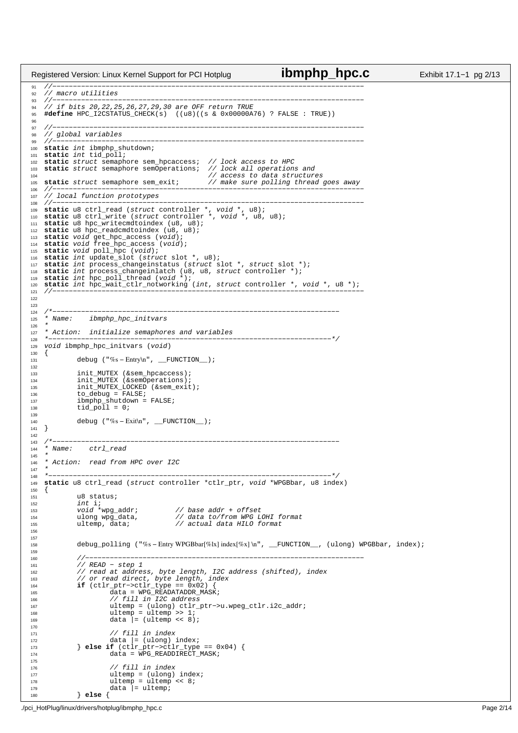```c
//----------------------------------------------------------------------------
// macro utilities
//----------------------------------------------------------------------------
// if bits 20,22,25,26,27,29,30 are OFF return TRUE
#define HPC_I2CSTATUS_CHECK(s)  ((u8)((s & 0x00000A76) ? FALSE : TRUE))

//----------------------------------------------------------------------------
// global variables
//----------------------------------------------------------------------------
static int ibmphp_shutdown;
static int tid_poll;
static struct semaphore sem_hpcaccess;  // lock access to HPC
static struct semaphore semOperations;  // lock all operations and
                                        // access to data structures
static struct semaphore sem_exit;       // make sure polling thread goes away
//----------------------------------------------------------------------------
// local function prototypes
//----------------------------------------------------------------------------
static u8 ctrl_read (struct controller *, void *, u8);
static u8 ctrl_write (struct controller *, void *, u8, u8);
static u8 hpc_writecmdtoindex (u8, u8);
static u8 hpc_readcmdtoindex (u8, u8);
static void get_hpc_access (void);
static void free_hpc_access (void);
static void poll_hpc (void);
static int update_slot (struct slot *, u8);
static int process_changeinstatus (struct slot *, struct slot *);
static int process_changeinlatch (u8, u8, struct controller *);
static int hpc_poll_thread (void *);
static int hpc_wait_ctlr_notworking (int, struct controller *, void *, u8 *);
//----------------------------------------------------------------------------


/*----------------------------------------------------------------------
* Name:    ibmphp_hpc_initvars
*
* Action:  initialize semaphores and variables
*---------------------------------------------------------------------*/
void ibmphp_hpc_initvars (void)
{
        debug ("%s - Entry\n", __FUNCTION__);

        init_MUTEX (&sem_hpcaccess);
        init_MUTEX (&semOperations);
        init_MUTEX_LOCKED (&sem_exit);
        to_debug = FALSE;
        ibmphp_shutdown = FALSE;
        tid_poll = 0;

        debug ("%s - Exit\n", __FUNCTION__);
}

/*----------------------------------------------------------------------
* Name:    ctrl_read
*
* Action:  read from HPC over I2C
*
*---------------------------------------------------------------------*/
static u8 ctrl_read (struct controller *ctlr_ptr, void *WPGBbar, u8 index)
{
        u8 status;
        int i;
        void *wpg_addr;         // base addr + offset
        ulong wpg_data,         // data to/from WPG LOHI format
        ultemp, data;           // actual data HILO format


        debug_polling ("%s - Entry WPGBbar[%lx] index[%x] \n", __FUNCTION__, (ulong) WPGBbar, index);

        //--------------------------------------------------------------------
        // READ - step 1
        // read at address, byte length, I2C address (shifted), index
        // or read direct, byte length, index
        if (ctlr_ptr->ctlr_type == 0x02) {
                data = WPG_READATADDR_MASK;
                // fill in I2C address
                ultemp = (ulong) ctlr_ptr->u.wpeg_ctlr.i2c_addr;
                ultemp = ultemp >> 1;
                data |= (ultemp << 8);

                // fill in index
                data |= (ulong) index;
        } else if (ctlr_ptr->ctlr_type == 0x04) {
                data = WPG_READDIRECT_MASK;

                // fill in index
                ultemp = (ulong) index;
                ultemp = ultemp << 8;
                data |= ultemp;
        } else {
```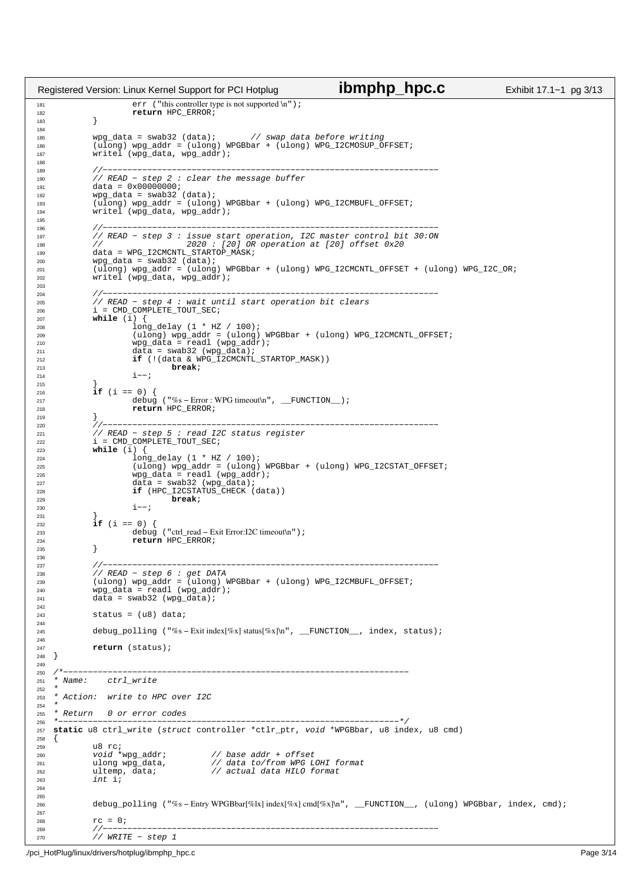```c
181                 err ("this controller type is not supported \n");
182                 return HPC_ERROR;
183         }
184 
185         wpg_data = swab32 (data);       // swap data before writing
186         (ulong) wpg_addr = (ulong) WPGBbar + (ulong) WPG_I2CMOSUP_OFFSET;
187         writel (wpg_data, wpg_addr);
188 
189         //−−−−−−−−−−−−−−−−−−−−−−−−−−−−−−−−−−−−−−−−−−−−−−−−−−−−−−−−−−−−−−−−−−−−
190         // READ − step 2 : clear the message buffer
191         data = 0x00000000;
192         wpg_data = swab32 (data);
193         (ulong) wpg_addr = (ulong) WPGBbar + (ulong) WPG_I2CMBUFL_OFFSET;
194         writel (wpg_data, wpg_addr);
195 
196         //−−−−−−−−−−−−−−−−−−−−−−−−−−−−−−−−−−−−−−−−−−−−−−−−−−−−−−−−−−−−−−−−−−−−
197         // READ − step 3 : issue start operation, I2C master control bit 30:ON
198         //                 2020 : [20] OR operation at [20] offset 0x20
199         data = WPG_I2CMCNTL_STARTOP_MASK;
200         wpg_data = swab32 (data);
201         (ulong) wpg_addr = (ulong) WPGBbar + (ulong) WPG_I2CMCNTL_OFFSET + (ulong) WPG_I2C_OR;
202         writel (wpg_data, wpg_addr);
203 
204         //−−−−−−−−−−−−−−−−−−−−−−−−−−−−−−−−−−−−−−−−−−−−−−−−−−−−−−−−−−−−−−−−−−−−
205         // READ − step 4 : wait until start operation bit clears
206         i = CMD_COMPLETE_TOUT_SEC;
207         while (i) {
208                 long_delay (1 * HZ / 100);
209                 (ulong) wpg_addr = (ulong) WPGBbar + (ulong) WPG_I2CMCNTL_OFFSET;
210                 wpg_data = readl (wpg_addr);
211                 data = swab32 (wpg_data);
212                 if (!(data & WPG_I2CMCNTL_STARTOP_MASK))
213                         break;
214                 i−−;
215         }
216         if (i == 0) {
217                 debug ("%s − Error : WPG timeout\n", __FUNCTION__);
218                 return HPC_ERROR;
219         }
220         //−−−−−−−−−−−−−−−−−−−−−−−−−−−−−−−−−−−−−−−−−−−−−−−−−−−−−−−−−−−−−−−−−−−−
221         // READ − step 5 : read I2C status register
222         i = CMD_COMPLETE_TOUT_SEC;
223         while (i) {
224                 long_delay (1 * HZ / 100);
225                 (ulong) wpg_addr = (ulong) WPGBbar + (ulong) WPG_I2CSTAT_OFFSET;
226                 wpg_data = readl (wpg_addr);
227                 data = swab32 (wpg_data);
228                 if (HPC_I2CSTATUS_CHECK (data))
229                         break;
230                 i−−;
231         }
232         if (i == 0) {
233                 debug ("ctrl_read − Exit Error:I2C timeout\n");
234                 return HPC_ERROR;
235         }
236 
237         //−−−−−−−−−−−−−−−−−−−−−−−−−−−−−−−−−−−−−−−−−−−−−−−−−−−−−−−−−−−−−−−−−−−−
238         // READ − step 6 : get DATA
239         (ulong) wpg_addr = (ulong) WPGBbar + (ulong) WPG_I2CMBUFL_OFFSET;
240         wpg_data = readl (wpg_addr);
241         data = swab32 (wpg_data);
242 
243         status = (u8) data;
244 
245         debug_polling ("%s − Exit index[%x] status[%x]\n", __FUNCTION__, index, status);
246 
247         return (status);
248 }
249 
250 /*−−−−−−−−−−−−−−−−−−−−−−−−−−−−−−−−−−−−−−−−−−−−−−−−−−−−−−−−−−−−−−−−−−−−−
251 * Name:    ctrl_write
252 *
253 * Action:  write to HPC over I2C
254 *
255 * Return   0 or error codes
256 *−−−−−−−−−−−−−−−−−−−−−−−−−−−−−−−−−−−−−−−−−−−−−−−−−−−−−−−−−−−−−−−−−−−−−*/
257 static u8 ctrl_write (struct controller *ctlr_ptr, void *WPGBbar, u8 index, u8 cmd)
258 {
259         u8 rc;
260         void *wpg_addr;         // base addr + offset
261         ulong wpg_data,         // data to/from WPG LOHI format
262         ultemp, data;           // actual data HILO format
263         int i;
264 
265 
266         debug_polling ("%s − Entry WPGBbar[%lx] index[%x] cmd[%x]\n", __FUNCTION__, (ulong) WPGBbar, index, cmd);
267 
268         rc = 0;
269         //−−−−−−−−−−−−−−−−−−−−−−−−−−−−−−−−−−−−−−−−−−−−−−−−−−−−−−−−−−−−−−−−−−−−
270         // WRITE − step 1
```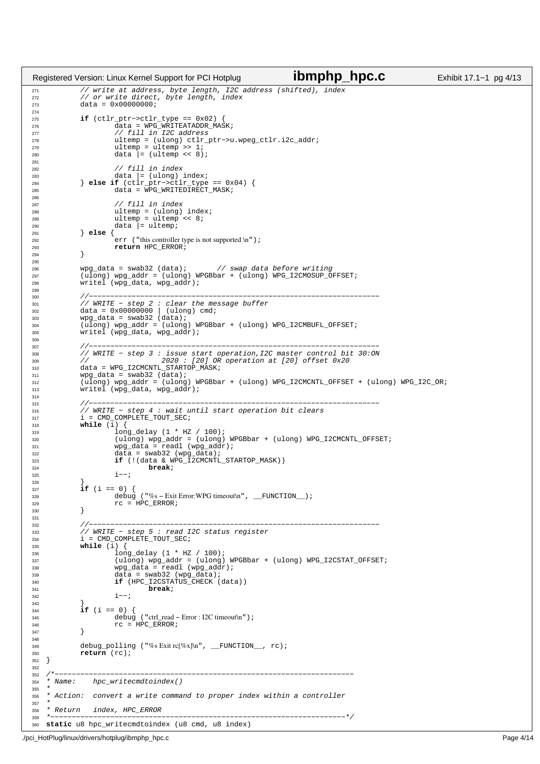```c
        // write at address, byte length, I2C address (shifted), index
        // or write direct, byte length, index
        data = 0x00000000;

        if (ctlr_ptr->ctlr_type == 0x02) {
                data = WPG_WRITEATADDR_MASK;
                // fill in I2C address
                ultemp = (ulong) ctlr_ptr->u.wpeg_ctlr.i2c_addr;
                ultemp = ultemp >> 1;
                data |= (ultemp << 8);

                // fill in index
                data |= (ulong) index;
        } else if (ctlr_ptr->ctlr_type == 0x04) {
                data = WPG_WRITEDIRECT_MASK;

                // fill in index
                ultemp = (ulong) index;
                ultemp = ultemp << 8;
                data |= ultemp;
        } else {
                err ("this controller type is not supported \n");
                return HPC_ERROR;
        }

        wpg_data = swab32 (data);       // swap data before writing
        (ulong) wpg_addr = (ulong) WPGBbar + (ulong) WPG_I2CMOSUP_OFFSET;
        writel (wpg_data, wpg_addr);

        //-------------------------------------------------------------------
        // WRITE - step 2 : clear the message buffer
        data = 0x00000000 | (ulong) cmd;
        wpg_data = swab32 (data);
        (ulong) wpg_addr = (ulong) WPGBbar + (ulong) WPG_I2CMBUFL_OFFSET;
        writel (wpg_data, wpg_addr);

        //-------------------------------------------------------------------
        // WRITE - step 3 : issue start operation,I2C master control bit 30:ON
        //                 2020 : [20] OR operation at [20] offset 0x20
        data = WPG_I2CMCNTL_STARTOP_MASK;
        wpg_data = swab32 (data);
        (ulong) wpg_addr = (ulong) WPGBbar + (ulong) WPG_I2CMCNTL_OFFSET + (ulong) WPG_I2C_OR;
        writel (wpg_data, wpg_addr);

        //-------------------------------------------------------------------
        // WRITE - step 4 : wait until start operation bit clears
        i = CMD_COMPLETE_TOUT_SEC;
        while (i) {
                long_delay (1 * HZ / 100);
                (ulong) wpg_addr = (ulong) WPGBbar + (ulong) WPG_I2CMCNTL_OFFSET;
                wpg_data = readl (wpg_addr);
                data = swab32 (wpg_data);
                if (!(data & WPG_I2CMCNTL_STARTOP_MASK))
                        break;
                i--;
        }
        if (i == 0) {
                debug ("%s - Exit Error:WPG timeout\n", __FUNCTION__);
                rc = HPC_ERROR;
        }

        //-------------------------------------------------------------------
        // WRITE - step 5 : read I2C status register
        i = CMD_COMPLETE_TOUT_SEC;
        while (i) {
                long_delay (1 * HZ / 100);
                (ulong) wpg_addr = (ulong) WPGBbar + (ulong) WPG_I2CSTAT_OFFSET;
                wpg_data = readl (wpg_addr);
                data = swab32 (wpg_data);
                if (HPC_I2CSTATUS_CHECK (data))
                        break;
                i--;
        }
        if (i == 0) {
                debug ("ctrl_read - Error : I2C timeout\n");
                rc = HPC_ERROR;
        }

        debug_polling ("%s Exit rc[%x]\n", __FUNCTION__, rc);
        return (rc);
}

/*----------------------------------------------------------------------
* Name:    hpc_writecmdtoindex()
*
* Action:  convert a write command to proper index within a controller
*
* Return   index, HPC_ERROR
*---------------------------------------------------------------------*/
static u8 hpc_writecmdtoindex (u8 cmd, u8 index)
```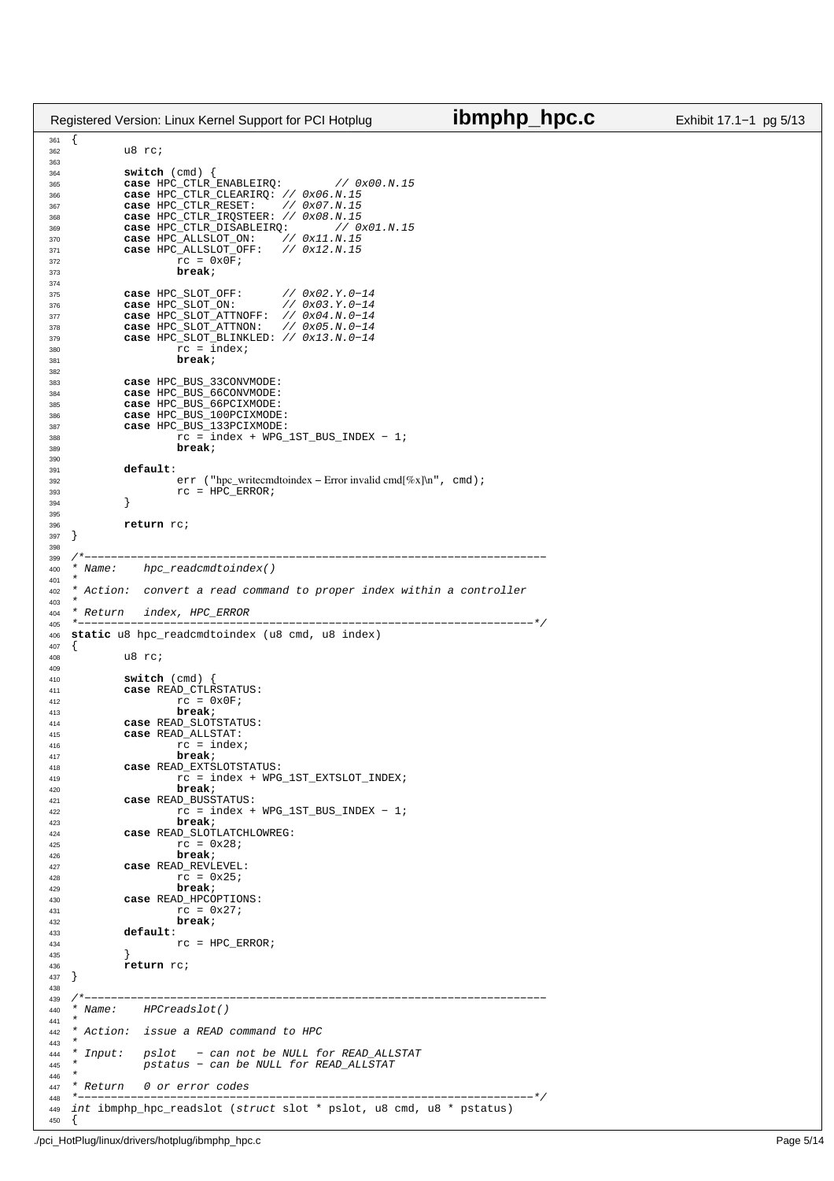```c
{
        u8 rc;

        switch (cmd) {
        case HPC_CTLR_ENABLEIRQ:        // 0x00.N.15
        case HPC_CTLR_CLEARIRQ: // 0x06.N.15
        case HPC_CTLR_RESET:    // 0x07.N.15
        case HPC_CTLR_IRQSTEER: // 0x08.N.15
        case HPC_CTLR_DISABLEIRQ:       // 0x01.N.15
        case HPC_ALLSLOT_ON:    // 0x11.N.15
        case HPC_ALLSLOT_OFF:   // 0x12.N.15
                rc = 0x0F;
                break;

        case HPC_SLOT_OFF:      // 0x02.Y.0-14
        case HPC_SLOT_ON:       // 0x03.Y.0-14
        case HPC_SLOT_ATTNOFF:  // 0x04.N.0-14
        case HPC_SLOT_ATTNON:   // 0x05.N.0-14
        case HPC_SLOT_BLINKLED: // 0x13.N.0-14
                rc = index;
                break;

        case HPC_BUS_33CONVMODE:
        case HPC_BUS_66CONVMODE:
        case HPC_BUS_66PCIXMODE:
        case HPC_BUS_100PCIXMODE:
        case HPC_BUS_133PCIXMODE:
                rc = index + WPG_1ST_BUS_INDEX - 1;
                break;

        default:
                err ("hpc_writecmdtoindex - Error invalid cmd[%x]\n", cmd);
                rc = HPC_ERROR;
        }

        return rc;
}

/*----------------------------------------------------------------------
* Name:    hpc_readcmdtoindex()
*
* Action:  convert a read command to proper index within a controller
*
* Return   index, HPC_ERROR
*---------------------------------------------------------------------*/
static u8 hpc_readcmdtoindex (u8 cmd, u8 index)
{
        u8 rc;

        switch (cmd) {
        case READ_CTLRSTATUS:
                rc = 0x0F;
                break;
        case READ_SLOTSTATUS:
        case READ_ALLSTAT:
                rc = index;
                break;
        case READ_EXTSLOTSTATUS:
                rc = index + WPG_1ST_EXTSLOT_INDEX;
                break;
        case READ_BUSSTATUS:
                rc = index + WPG_1ST_BUS_INDEX - 1;
                break;
        case READ_SLOTLATCHLOWREG:
                rc = 0x28;
                break;
        case READ_REVLEVEL:
                rc = 0x25;
                break;
        case READ_HPCOPTIONS:
                rc = 0x27;
                break;
        default:
                rc = HPC_ERROR;
        }
        return rc;
}

/*----------------------------------------------------------------------
* Name:    HPCreadslot()
*
* Action:  issue a READ command to HPC
*
* Input:   pslot   - can not be NULL for READ_ALLSTAT
*          pstatus - can be NULL for READ_ALLSTAT
*
* Return   0 or error codes
*---------------------------------------------------------------------*/
int ibmphp_hpc_readslot (struct slot * pslot, u8 cmd, u8 * pstatus)
{
```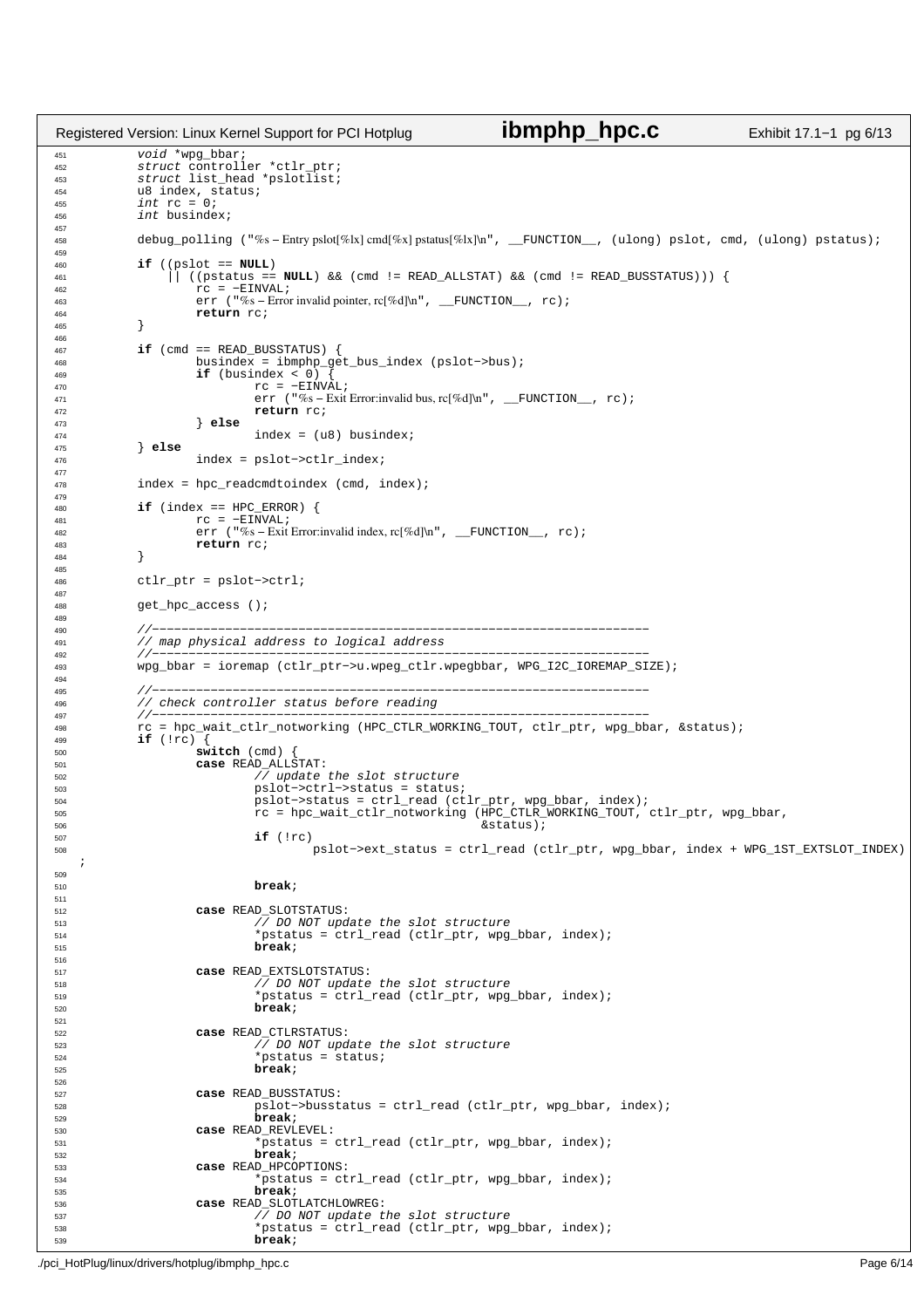```c
        void *wpg_bbar;
        struct controller *ctlr_ptr;
        struct list_head *pslotlist;
        u8 index, status;
        int rc = 0;
        int busindex;

        debug_polling ("%s - Entry pslot[%lx] cmd[%x] pstatus[%lx]\n", __FUNCTION__, (ulong) pslot, cmd, (ulong) pstatus);

        if ((pslot == NULL)
            || ((pstatus == NULL) && (cmd != READ_ALLSTAT) && (cmd != READ_BUSSTATUS))) {
                rc = -EINVAL;
                err ("%s - Error invalid pointer, rc[%d]\n", __FUNCTION__, rc);
                return rc;
        }

        if (cmd == READ_BUSSTATUS) {
                busindex = ibmphp_get_bus_index (pslot->bus);
                if (busindex < 0) {
                        rc = -EINVAL;
                        err ("%s - Exit Error:invalid bus, rc[%d]\n", __FUNCTION__, rc);
                        return rc;
                } else
                        index = (u8) busindex;
        } else
                index = pslot->ctlr_index;

        index = hpc_readcmdtoindex (cmd, index);

        if (index == HPC_ERROR) {
                rc = -EINVAL;
                err ("%s - Exit Error:invalid index, rc[%d]\n", __FUNCTION__, rc);
                return rc;
        }

        ctlr_ptr = pslot->ctrl;

        get_hpc_access ();

        //--------------------------------------------------------------------
        // map physical address to logical address
        //--------------------------------------------------------------------
        wpg_bbar = ioremap (ctlr_ptr->u.wpeg_ctlr.wpegbbar, WPG_I2C_IOREMAP_SIZE);

        //--------------------------------------------------------------------
        // check controller status before reading
        //--------------------------------------------------------------------
        rc = hpc_wait_ctlr_notworking (HPC_CTLR_WORKING_TOUT, ctlr_ptr, wpg_bbar, &status);
        if (!rc) {
                switch (cmd) {
                case READ_ALLSTAT:
                        // update the slot structure
                        pslot->ctrl->status = status;
                        pslot->status = ctrl_read (ctlr_ptr, wpg_bbar, index);
                        rc = hpc_wait_ctlr_notworking (HPC_CTLR_WORKING_TOUT, ctlr_ptr, wpg_bbar,
                                                       &status);
                        if (!rc)
                                pslot->ext_status = ctrl_read (ctlr_ptr, wpg_bbar, index + WPG_1ST_EXTSLOT_INDEX)
;

                        break;

                case READ_SLOTSTATUS:
                        // DO NOT update the slot structure
                        *pstatus = ctrl_read (ctlr_ptr, wpg_bbar, index);
                        break;

                case READ_EXTSLOTSTATUS:
                        // DO NOT update the slot structure
                        *pstatus = ctrl_read (ctlr_ptr, wpg_bbar, index);
                        break;

                case READ_CTLRSTATUS:
                        // DO NOT update the slot structure
                        *pstatus = status;
                        break;

                case READ_BUSSTATUS:
                        pslot->busstatus = ctrl_read (ctlr_ptr, wpg_bbar, index);
                        break;
                case READ_REVLEVEL:
                        *pstatus = ctrl_read (ctlr_ptr, wpg_bbar, index);
                        break;
                case READ_HPCOPTIONS:
                        *pstatus = ctrl_read (ctlr_ptr, wpg_bbar, index);
                        break;
                case READ_SLOTLATCHLOWREG:
                        // DO NOT update the slot structure
                        *pstatus = ctrl_read (ctlr_ptr, wpg_bbar, index);
                        break;
```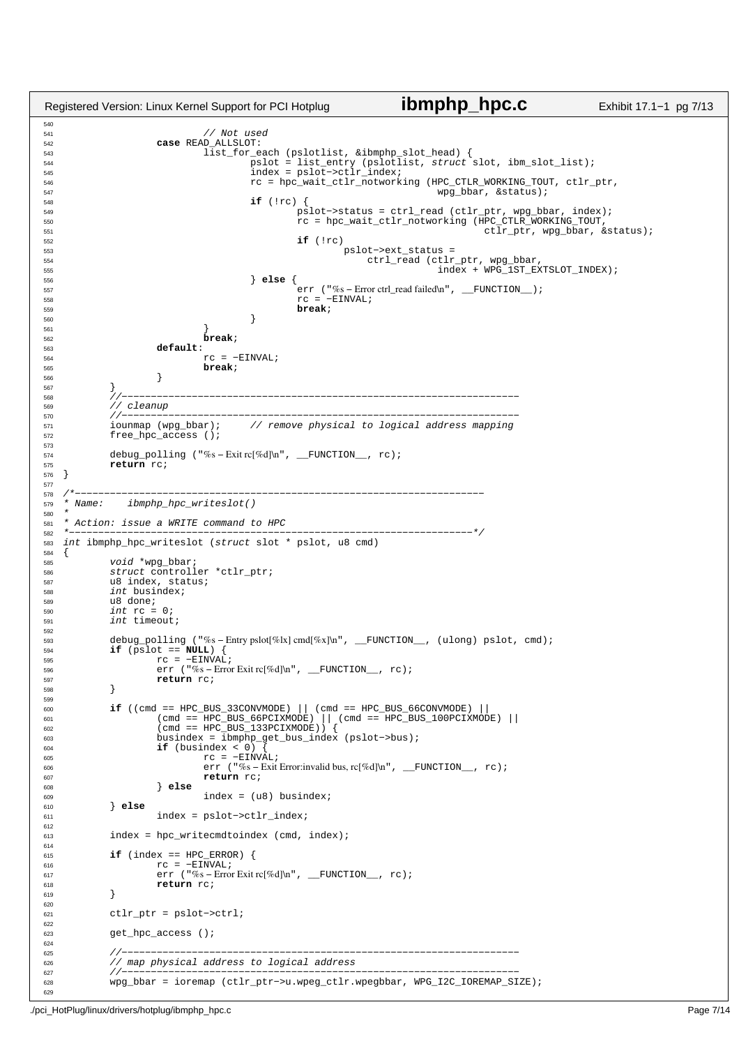```c
                        // Not used
                case READ_ALLSLOT:
                        list_for_each (pslotlist, &ibmphp_slot_head) {
                                pslot = list_entry (pslotlist, struct slot, ibm_slot_list);
                                index = pslot->ctlr_index;
                                rc = hpc_wait_ctlr_notworking (HPC_CTLR_WORKING_TOUT, ctlr_ptr,
                                                                wpg_bbar, &status);
                                if (!rc) {
                                        pslot->status = ctrl_read (ctlr_ptr, wpg_bbar, index);
                                        rc = hpc_wait_ctlr_notworking (HPC_CTLR_WORKING_TOUT,
                                                                        ctlr_ptr, wpg_bbar, &status);
                                        if (!rc)
                                                pslot->ext_status =
                                                    ctrl_read (ctlr_ptr, wpg_bbar,
                                                                index + WPG_1ST_EXTSLOT_INDEX);
                                } else {
                                        err ("%s - Error ctrl_read failed\n", __FUNCTION__);
                                        rc = -EINVAL;
                                        break;
                                }
                        }
                        break;
                default:
                        rc = -EINVAL;
                        break;
                }
        }
        //--------------------------------------------------------------------
        // cleanup
        //--------------------------------------------------------------------
        iounmap (wpg_bbar);     // remove physical to logical address mapping
        free_hpc_access ();

        debug_polling ("%s - Exit rc[%d]\n", __FUNCTION__, rc);
        return rc;
}

/*----------------------------------------------------------------------
* Name:    ibmphp_hpc_writeslot()
*
* Action: issue a WRITE command to HPC
*---------------------------------------------------------------------*/
int ibmphp_hpc_writeslot (struct slot * pslot, u8 cmd)
{
        void *wpg_bbar;
        struct controller *ctlr_ptr;
        u8 index, status;
        int busindex;
        u8 done;
        int rc = 0;
        int timeout;

        debug_polling ("%s - Entry pslot[%lx] cmd[%x]\n", __FUNCTION__, (ulong) pslot, cmd);
        if (pslot == NULL) {
                rc = -EINVAL;
                err ("%s - Error Exit rc[%d]\n", __FUNCTION__, rc);
                return rc;
        }

        if ((cmd == HPC_BUS_33CONVMODE) || (cmd == HPC_BUS_66CONVMODE) ||
                (cmd == HPC_BUS_66PCIXMODE) || (cmd == HPC_BUS_100PCIXMODE) ||
                (cmd == HPC_BUS_133PCIXMODE)) {
                busindex = ibmphp_get_bus_index (pslot->bus);
                if (busindex < 0) {
                        rc = -EINVAL;
                        err ("%s - Exit Error:invalid bus, rc[%d]\n", __FUNCTION__, rc);
                        return rc;
                } else
                        index = (u8) busindex;
        } else
                index = pslot->ctlr_index;

        index = hpc_writecmdtoindex (cmd, index);

        if (index == HPC_ERROR) {
                rc = -EINVAL;
                err ("%s - Error Exit rc[%d]\n", __FUNCTION__, rc);
                return rc;
        }

        ctlr_ptr = pslot->ctrl;

        get_hpc_access ();

        //--------------------------------------------------------------------
        // map physical address to logical address
        //--------------------------------------------------------------------
        wpg_bbar = ioremap (ctlr_ptr->u.wpeg_ctlr.wpegbbar, WPG_I2C_IOREMAP_SIZE);

```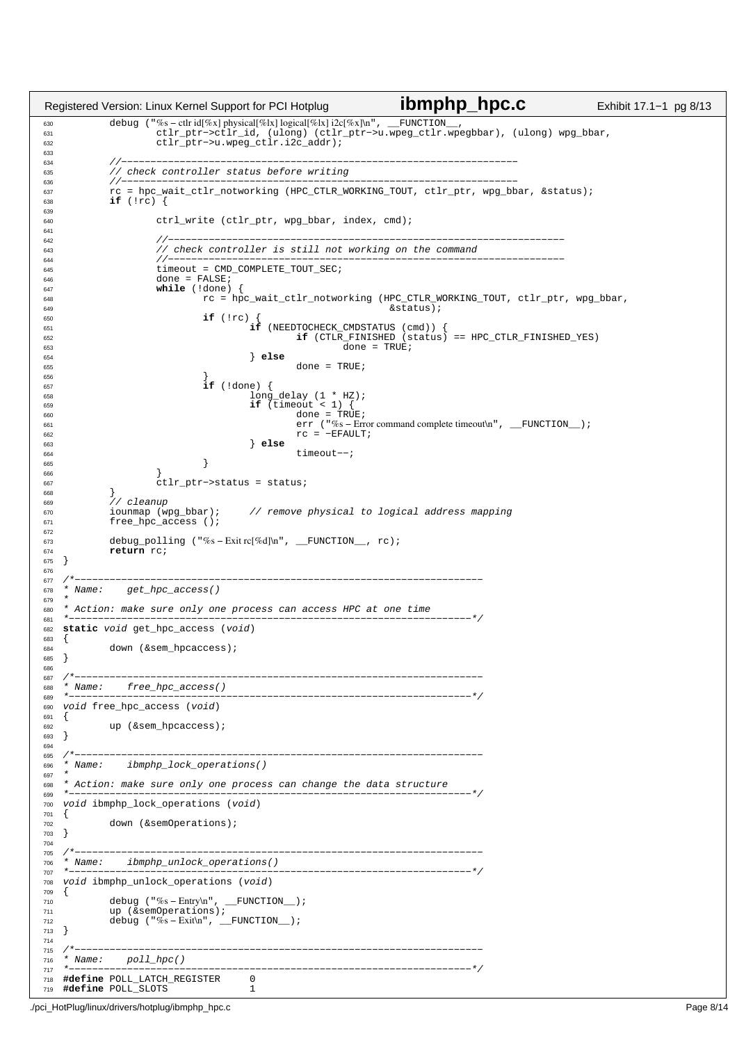```c
        debug ("%s – ctlr id[%x] physical[%lx] logical[%lx] i2c[%x]\n", __FUNCTION__,
                ctlr_ptr->ctlr_id, (ulong) (ctlr_ptr->u.wpeg_ctlr.wpegbbar), (ulong) wpg_bbar,
                ctlr_ptr->u.wpeg_ctlr.i2c_addr);

        //––––––––––––––––––––––––––––––––––––––––––––––––––––––––––––––––––––
        // check controller status before writing
        //––––––––––––––––––––––––––––––––––––––––––––––––––––––––––––––––––––
        rc = hpc_wait_ctlr_notworking (HPC_CTLR_WORKING_TOUT, ctlr_ptr, wpg_bbar, &status);
        if (!rc) {

                ctrl_write (ctlr_ptr, wpg_bbar, index, cmd);

                //––––––––––––––––––––––––––––––––––––––––––––––––––––––––––––––––––––
                // check controller is still not working on the command
                //––––––––––––––––––––––––––––––––––––––––––––––––––––––––––––––––––––
                timeout = CMD_COMPLETE_TOUT_SEC;
                done = FALSE;
                while (!done) {
                        rc = hpc_wait_ctlr_notworking (HPC_CTLR_WORKING_TOUT, ctlr_ptr, wpg_bbar,
                                                        &status);
                        if (!rc) {
                                if (NEEDTOCHECK_CMDSTATUS (cmd)) {
                                        if (CTLR_FINISHED (status) == HPC_CTLR_FINISHED_YES)
                                                done = TRUE;
                                } else
                                        done = TRUE;
                        }
                        if (!done) {
                                long_delay (1 * HZ);
                                if (timeout < 1) {
                                        done = TRUE;
                                        err ("%s – Error command complete timeout\n", __FUNCTION__);
                                        rc = –EFAULT;
                                } else
                                        timeout––;
                        }
                }
                ctlr_ptr–>status = status;
        }
        // cleanup
        iounmap (wpg_bbar);     // remove physical to logical address mapping
        free_hpc_access ();

        debug_polling ("%s – Exit rc[%d]\n", __FUNCTION__, rc);
        return rc;
}

/*––––––––––––––––––––––––––––––––––––––––––––––––––––––––––––––––––––––
* Name:    get_hpc_access()
*
* Action: make sure only one process can access HPC at one time
*––––––––––––––––––––––––––––––––––––––––––––––––––––––––––––––––––––––*/
static void get_hpc_access (void)
{
        down (&sem_hpcaccess);
}

/*––––––––––––––––––––––––––––––––––––––––––––––––––––––––––––––––––––––
* Name:    free_hpc_access()
*––––––––––––––––––––––––––––––––––––––––––––––––––––––––––––––––––––––*/
void free_hpc_access (void)
{
        up (&sem_hpcaccess);
}

/*––––––––––––––––––––––––––––––––––––––––––––––––––––––––––––––––––––––
* Name:    ibmphp_lock_operations()
*
* Action: make sure only one process can change the data structure
*––––––––––––––––––––––––––––––––––––––––––––––––––––––––––––––––––––––*/
void ibmphp_lock_operations (void)
{
        down (&semOperations);
}

/*––––––––––––––––––––––––––––––––––––––––––––––––––––––––––––––––––––––
* Name:    ibmphp_unlock_operations()
*––––––––––––––––––––––––––––––––––––––––––––––––––––––––––––––––––––––*/
void ibmphp_unlock_operations (void)
{
        debug ("%s – Entry\n", __FUNCTION__);
        up (&semOperations);
        debug ("%s – Exit\n", __FUNCTION__);
}

/*––––––––––––––––––––––––––––––––––––––––––––––––––––––––––––––––––––––
* Name:    poll_hpc()
*––––––––––––––––––––––––––––––––––––––––––––––––––––––––––––––––––––––*/
#define POLL_LATCH_REGISTER     0
#define POLL_SLOTS              1
```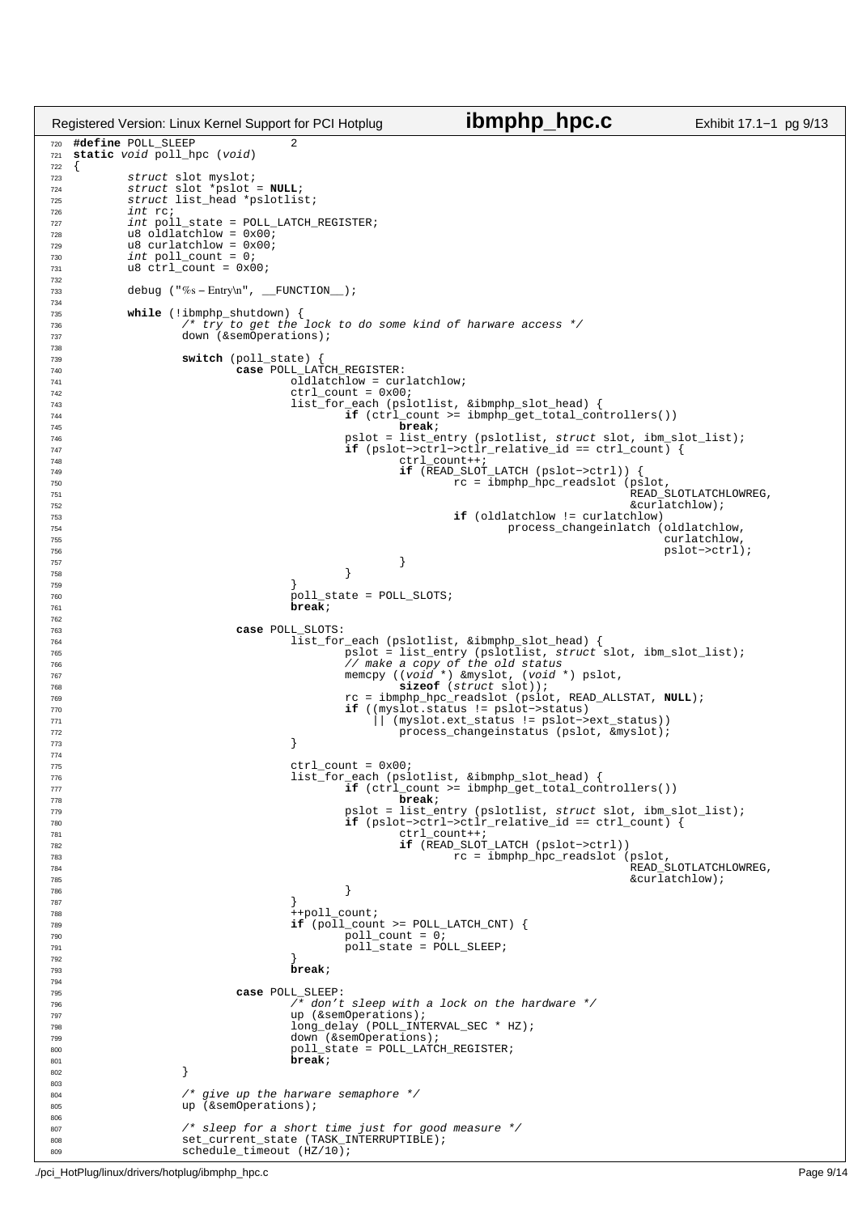```c
#define POLL_SLEEP              2
static void poll_hpc (void)
{
        struct slot myslot;
        struct slot *pslot = NULL;
        struct list_head *pslotlist;
        int rc;
        int poll_state = POLL_LATCH_REGISTER;
        u8 oldlatchlow = 0x00;
        u8 curlatchlow = 0x00;
        int poll_count = 0;
        u8 ctrl_count = 0x00;

        debug ("%s – Entry\n", __FUNCTION__);

        while (!ibmphp_shutdown) {
                /* try to get the lock to do some kind of harware access */
                down (&semOperations);

                switch (poll_state) {
                        case POLL_LATCH_REGISTER:
                                oldlatchlow = curlatchlow;
                                ctrl_count = 0x00;
                                list_for_each (pslotlist, &ibmphp_slot_head) {
                                        if (ctrl_count >= ibmphp_get_total_controllers())
                                                break;
                                        pslot = list_entry (pslotlist, struct slot, ibm_slot_list);
                                        if (pslot−>ctrl−>ctlr_relative_id == ctrl_count) {
                                                ctrl_count++;
                                                if (READ_SLOT_LATCH (pslot−>ctrl)) {
                                                        rc = ibmphp_hpc_readslot (pslot,
                                                                                  READ_SLOTLATCHLOWREG,
                                                                                  &curlatchlow);
                                                        if (oldlatchlow != curlatchlow)
                                                                process_changeinlatch (oldlatchlow,
                                                                                       curlatchlow,
                                                                                       pslot−>ctrl);
                                                }
                                        }
                                }
                                poll_state = POLL_SLOTS;
                                break;

                        case POLL_SLOTS:
                                list_for_each (pslotlist, &ibmphp_slot_head) {
                                        pslot = list_entry (pslotlist, struct slot, ibm_slot_list);
                                        // make a copy of the old status
                                        memcpy ((void *) &myslot, (void *) pslot,
                                                sizeof (struct slot));
                                        rc = ibmphp_hpc_readslot (pslot, READ_ALLSTAT, NULL);
                                        if ((myslot.status != pslot−>status)
                                            || (myslot.ext_status != pslot−>ext_status))
                                                process_changeinstatus (pslot, &myslot);
                                }

                                ctrl_count = 0x00;
                                list_for_each (pslotlist, &ibmphp_slot_head) {
                                        if (ctrl_count >= ibmphp_get_total_controllers())
                                                break;
                                        pslot = list_entry (pslotlist, struct slot, ibm_slot_list);
                                        if (pslot−>ctrl−>ctlr_relative_id == ctrl_count) {
                                                ctrl_count++;
                                                if (READ_SLOT_LATCH (pslot−>ctrl))
                                                        rc = ibmphp_hpc_readslot (pslot,
                                                                                  READ_SLOTLATCHLOWREG,
                                                                                  &curlatchlow);
                                        }
                                }
                                ++poll_count;
                                if (poll_count >= POLL_LATCH_CNT) {
                                        poll_count = 0;
                                        poll_state = POLL_SLEEP;
                                }
                                break;

                        case POLL_SLEEP:
                                /* don't sleep with a lock on the hardware */
                                up (&semOperations);
                                long_delay (POLL_INTERVAL_SEC * HZ);
                                down (&semOperations);
                                poll_state = POLL_LATCH_REGISTER;
                                break;
                }

                /* give up the harware semaphore */
                up (&semOperations);

                /* sleep for a short time just for good measure */
                set_current_state (TASK_INTERRUPTIBLE);
                schedule_timeout (HZ/10);
```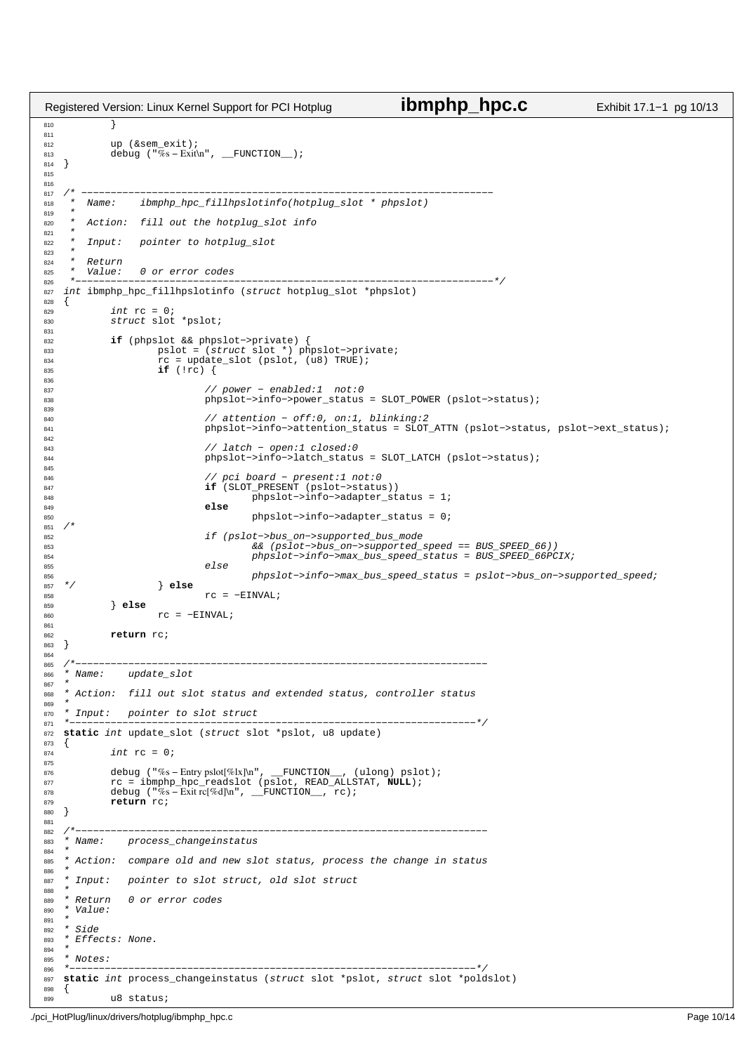```c
        }

        up (&sem_exit);
        debug ("%s - Exit\n", __FUNCTION__);
}


/* ----------------------------------------------------------------------
 *  Name:    ibmphp_hpc_fillhpslotinfo(hotplug_slot * phpslot)
 *
 *  Action:  fill out the hotplug_slot info
 *
 *  Input:   pointer to hotplug_slot
 *
 *  Return
 *  Value:   0 or error codes
 *-----------------------------------------------------------------------*/
int ibmphp_hpc_fillhpslotinfo (struct hotplug_slot *phpslot)
{
        int rc = 0;
        struct slot *pslot;

        if (phpslot && phpslot->private) {
                pslot = (struct slot *) phpslot->private;
                rc = update_slot (pslot, (u8) TRUE);
                if (!rc) {

                        // power - enabled:1  not:0
                        phpslot->info->power_status = SLOT_POWER (pslot->status);

                        // attention - off:0, on:1, blinking:2
                        phpslot->info->attention_status = SLOT_ATTN (pslot->status, pslot->ext_status);

                        // latch - open:1 closed:0
                        phpslot->info->latch_status = SLOT_LATCH (pslot->status);

                        // pci board - present:1 not:0
                        if (SLOT_PRESENT (pslot->status))
                                phpslot->info->adapter_status = 1;
                        else
                                phpslot->info->adapter_status = 0;
/*
                        if (pslot->bus_on->supported_bus_mode
                                && (pslot->bus_on->supported_speed == BUS_SPEED_66))
                                phpslot->info->max_bus_speed_status = BUS_SPEED_66PCIX;
                        else
                                phpslot->info->max_bus_speed_status = pslot->bus_on->supported_speed;
*/              } else
                        rc = -EINVAL;
        } else
                rc = -EINVAL;

        return rc;
}

/*----------------------------------------------------------------------
* Name:    update_slot
*
* Action:  fill out slot status and extended status, controller status
*
* Input:   pointer to slot struct
*---------------------------------------------------------------------*/
static int update_slot (struct slot *pslot, u8 update)
{
        int rc = 0;

        debug ("%s - Entry pslot[%lx]\n", __FUNCTION__, (ulong) pslot);
        rc = ibmphp_hpc_readslot (pslot, READ_ALLSTAT, NULL);
        debug ("%s - Exit rc[%d]\n", __FUNCTION__, rc);
        return rc;
}

/*----------------------------------------------------------------------
* Name:    process_changeinstatus
*
* Action:  compare old and new slot status, process the change in status
*
* Input:   pointer to slot struct, old slot struct
*
* Return   0 or error codes
* Value:
*
* Side
* Effects: None.
*
* Notes:
*---------------------------------------------------------------------*/
static int process_changeinstatus (struct slot *pslot, struct slot *poldslot)
{
        u8 status;
```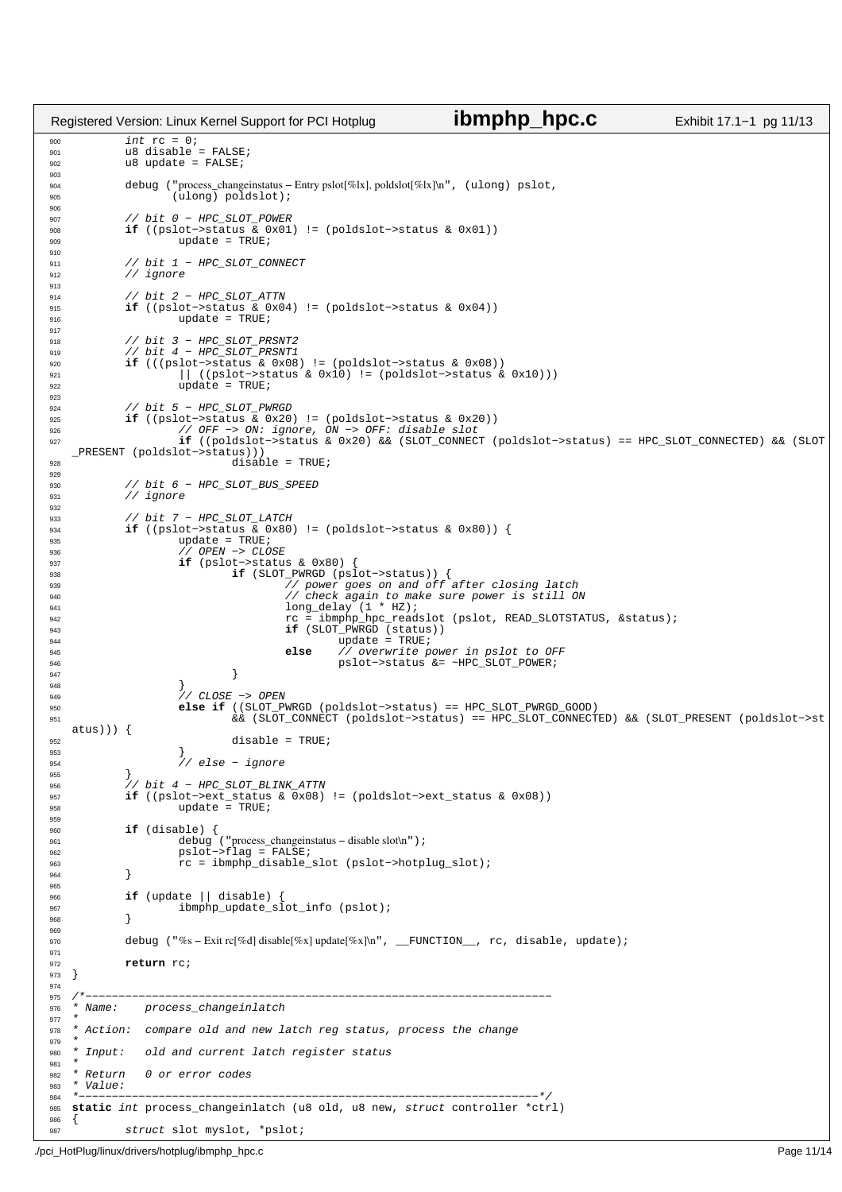```c
900         int rc = 0;
901         u8 disable = FALSE;
902         u8 update = FALSE;
903 
904         debug ("process_changeinstatus − Entry pslot[%lx], poldslot[%lx]\n", (ulong) pslot,
905                (ulong) poldslot);
906 
907         // bit 0 − HPC_SLOT_POWER
908         if ((pslot−>status & 0x01) != (poldslot−>status & 0x01))
909                 update = TRUE;
910 
911         // bit 1 − HPC_SLOT_CONNECT
912         // ignore
913 
914         // bit 2 − HPC_SLOT_ATTN
915         if ((pslot−>status & 0x04) != (poldslot−>status & 0x04))
916                 update = TRUE;
917 
918         // bit 3 − HPC_SLOT_PRSNT2
919         // bit 4 − HPC_SLOT_PRSNT1
920         if (((pslot−>status & 0x08) != (poldslot−>status & 0x08))
921                 || ((pslot−>status & 0x10) != (poldslot−>status & 0x10)))
922                 update = TRUE;
923 
924         // bit 5 − HPC_SLOT_PWRGD
925         if ((pslot−>status & 0x20) != (poldslot−>status & 0x20))
926                 // OFF −> ON: ignore, ON −> OFF: disable slot
927                 if ((poldslot−>status & 0x20) && (SLOT_CONNECT (poldslot−>status) == HPC_SLOT_CONNECTED) && (SLOT
    _PRESENT (poldslot−>status)))
928                         disable = TRUE;
929 
930         // bit 6 − HPC_SLOT_BUS_SPEED
931         // ignore
932 
933         // bit 7 − HPC_SLOT_LATCH
934         if ((pslot−>status & 0x80) != (poldslot−>status & 0x80)) {
935                 update = TRUE;
936                 // OPEN −> CLOSE
937                 if (pslot−>status & 0x80) {
938                         if (SLOT_PWRGD (pslot−>status)) {
939                                 // power goes on and off after closing latch
940                                 // check again to make sure power is still ON
941                                 long_delay (1 * HZ);
942                                 rc = ibmphp_hpc_readslot (pslot, READ_SLOTSTATUS, &status);
943                                 if (SLOT_PWRGD (status))
944                                         update = TRUE;
945                                 else    // overwrite power in pslot to OFF
946                                         pslot−>status &= ~HPC_SLOT_POWER;
947                         }
948                 }
949                 // CLOSE −> OPEN
950                 else if ((SLOT_PWRGD (poldslot−>status) == HPC_SLOT_PWRGD_GOOD)
951                         && (SLOT_CONNECT (poldslot−>status) == HPC_SLOT_CONNECTED) && (SLOT_PRESENT (poldslot−>st
    atus))) {
952                         disable = TRUE;
953                 }
954                 // else − ignore
955         }
956         // bit 4 − HPC_SLOT_BLINK_ATTN
957         if ((pslot−>ext_status & 0x08) != (poldslot−>ext_status & 0x08))
958                 update = TRUE;
959 
960         if (disable) {
961                 debug ("process_changeinstatus − disable slot\n");
962                 pslot−>flag = FALSE;
963                 rc = ibmphp_disable_slot (pslot−>hotplug_slot);
964         }
965 
966         if (update || disable) {
967                 ibmphp_update_slot_info (pslot);
968         }
969 
970         debug ("%s − Exit rc[%d] disable[%x] update[%x]\n", __FUNCTION__, rc, disable, update);
971 
972         return rc;
973 }
974 
975 /*−−−−−−−−−−−−−−−−−−−−−−−−−−−−−−−−−−−−−−−−−−−−−−−−−−−−−−−−−−−−−−−−−−−−
976 * Name:    process_changeinlatch
977 *
978 * Action:  compare old and new latch reg status, process the change
979 *
980 * Input:   old and current latch register status
981 *
982 * Return   0 or error codes
983 * Value:
984 *−−−−−−−−−−−−−−−−−−−−−−−−−−−−−−−−−−−−−−−−−−−−−−−−−−−−−−−−−−−−−−−−−−−−*/
985 static int process_changeinlatch (u8 old, u8 new, struct controller *ctrl)
986 {
987         struct slot myslot, *pslot;
```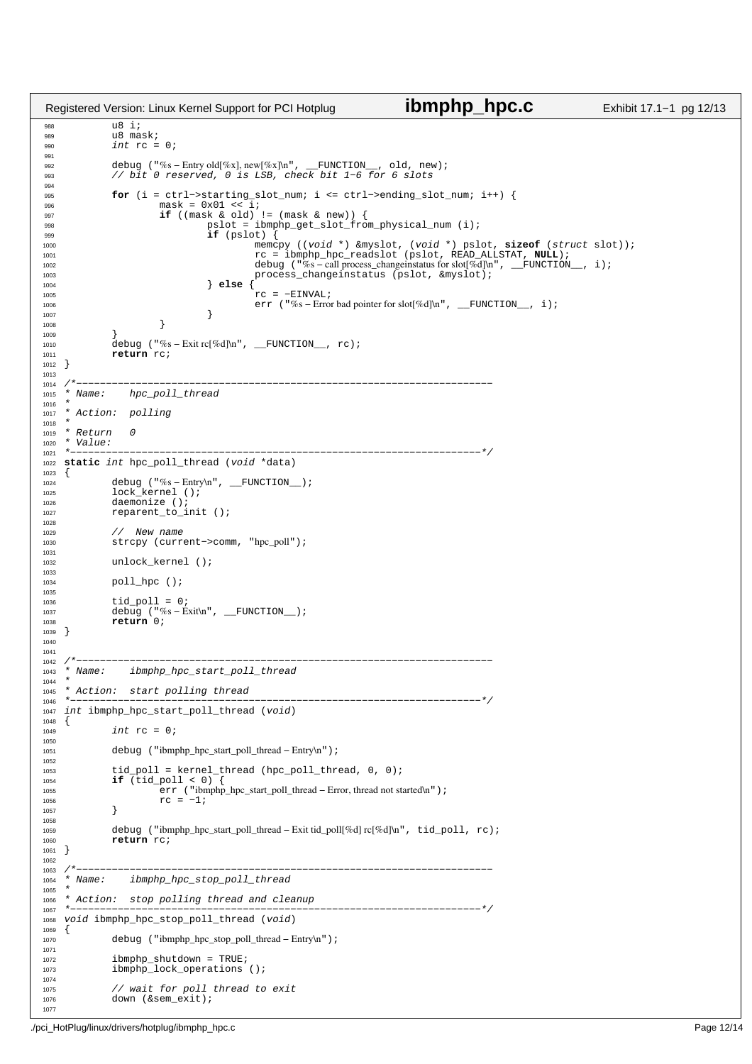```c
        u8 i;
        u8 mask;
        int rc = 0;

        debug ("%s – Entry old[%x], new[%x]\n", __FUNCTION__, old, new);
        // bit 0 reserved, 0 is LSB, check bit 1−6 for 6 slots

        for (i = ctrl−>starting_slot_num; i <= ctrl−>ending_slot_num; i++) {
                mask = 0x01 << i;
                if ((mask & old) != (mask & new)) {
                        pslot = ibmphp_get_slot_from_physical_num (i);
                        if (pslot) {
                                memcpy ((void *) &myslot, (void *) pslot, sizeof (struct slot));
                                rc = ibmphp_hpc_readslot (pslot, READ_ALLSTAT, NULL);
                                debug ("%s – call process_changeinstatus for slot[%d]\n", __FUNCTION__, i);
                                process_changeinstatus (pslot, &myslot);
                        } else {
                                rc = −EINVAL;
                                err ("%s – Error bad pointer for slot[%d]\n", __FUNCTION__, i);
                        }
                }
        }
        debug ("%s – Exit rc[%d]\n", __FUNCTION__, rc);
        return rc;
}

/*−−−−−−−−−−−−−−−−−−−−−−−−−−−−−−−−−−−−−−−−−−−−−−−−−−−−−−−−−−−−−−−−−−−−−
* Name:    hpc_poll_thread
*
* Action:  polling
*
* Return   0
* Value:
*−−−−−−−−−−−−−−−−−−−−−−−−−−−−−−−−−−−−−−−−−−−−−−−−−−−−−−−−−−−−−−−−−−−−−*/
static int hpc_poll_thread (void *data)
{
        debug ("%s – Entry\n", __FUNCTION__);
        lock_kernel ();
        daemonize ();
        reparent_to_init ();

        //  New name
        strcpy (current−>comm, "hpc_poll");

        unlock_kernel ();

        poll_hpc ();

        tid_poll = 0;
        debug ("%s – Exit\n", __FUNCTION__);
        return 0;
}


/*−−−−−−−−−−−−−−−−−−−−−−−−−−−−−−−−−−−−−−−−−−−−−−−−−−−−−−−−−−−−−−−−−−−−−
* Name:    ibmphp_hpc_start_poll_thread
*
* Action:  start polling thread
*−−−−−−−−−−−−−−−−−−−−−−−−−−−−−−−−−−−−−−−−−−−−−−−−−−−−−−−−−−−−−−−−−−−−−*/
int ibmphp_hpc_start_poll_thread (void)
{
        int rc = 0;

        debug ("ibmphp_hpc_start_poll_thread – Entry\n");

        tid_poll = kernel_thread (hpc_poll_thread, 0, 0);
        if (tid_poll < 0) {
                err ("ibmphp_hpc_start_poll_thread – Error, thread not started\n");
                rc = −1;
        }

        debug ("ibmphp_hpc_start_poll_thread – Exit tid_poll[%d] rc[%d]\n", tid_poll, rc);
        return rc;
}

/*−−−−−−−−−−−−−−−−−−−−−−−−−−−−−−−−−−−−−−−−−−−−−−−−−−−−−−−−−−−−−−−−−−−−−
* Name:    ibmphp_hpc_stop_poll_thread
*
* Action:  stop polling thread and cleanup
*−−−−−−−−−−−−−−−−−−−−−−−−−−−−−−−−−−−−−−−−−−−−−−−−−−−−−−−−−−−−−−−−−−−−−*/
void ibmphp_hpc_stop_poll_thread (void)
{
        debug ("ibmphp_hpc_stop_poll_thread – Entry\n");

        ibmphp_shutdown = TRUE;
        ibmphp_lock_operations ();

        // wait for poll thread to exit
        down (&sem_exit);

```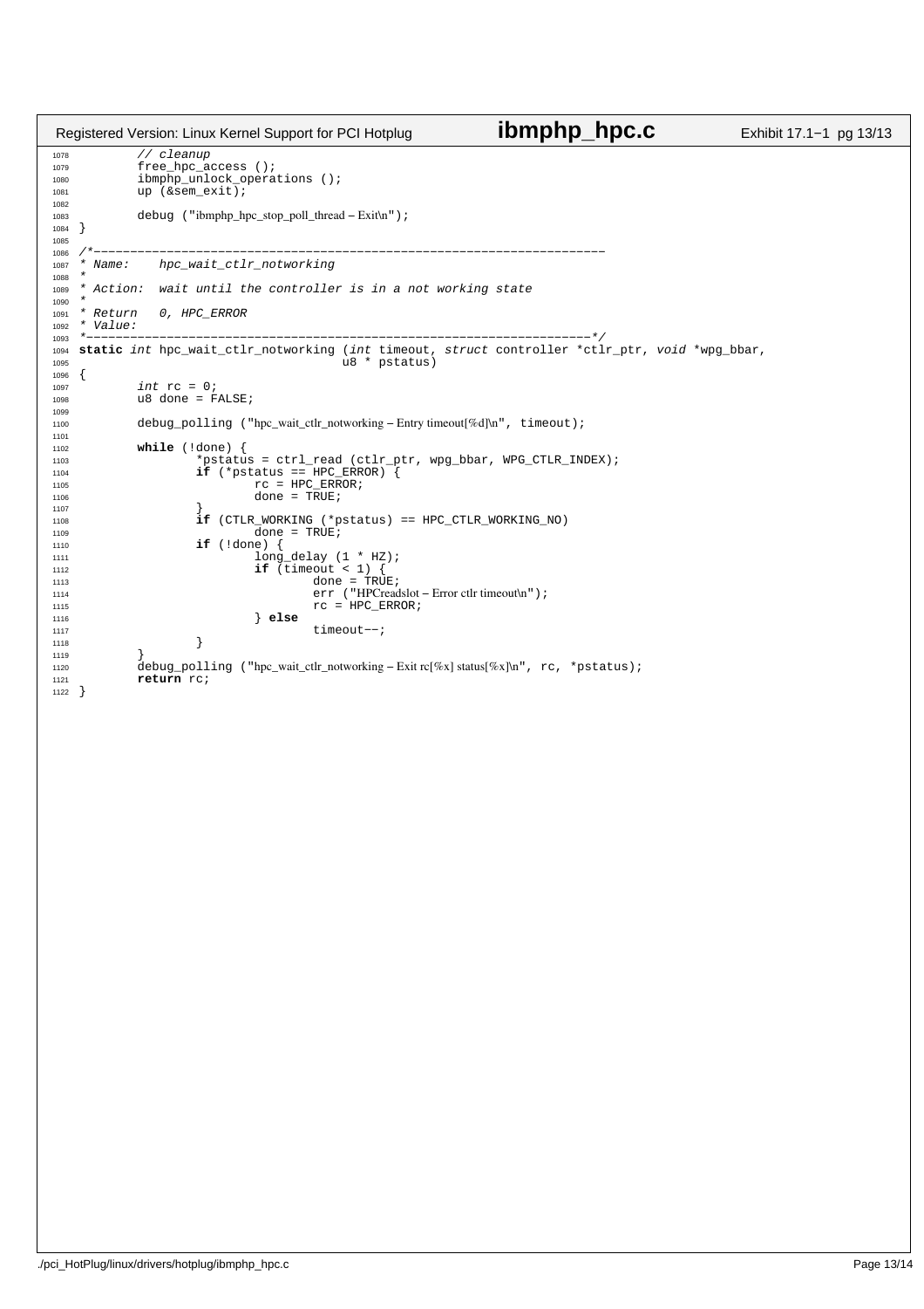```c
        // cleanup
        free_hpc_access ();
        ibmphp_unlock_operations ();
        up (&sem_exit);

        debug ("ibmphp_hpc_stop_poll_thread - Exit\n");
}

/*----------------------------------------------------------------------
* Name:    hpc_wait_ctlr_notworking
*
* Action:  wait until the controller is in a not working state
*
* Return   0, HPC_ERROR
* Value:
*---------------------------------------------------------------------*/
static int hpc_wait_ctlr_notworking (int timeout, struct controller *ctlr_ptr, void *wpg_bbar,
                                    u8 * pstatus)
{
        int rc = 0;
        u8 done = FALSE;

        debug_polling ("hpc_wait_ctlr_notworking - Entry timeout[%d]\n", timeout);

        while (!done) {
                *pstatus = ctrl_read (ctlr_ptr, wpg_bbar, WPG_CTLR_INDEX);
                if (*pstatus == HPC_ERROR) {
                        rc = HPC_ERROR;
                        done = TRUE;
                }
                if (CTLR_WORKING (*pstatus) == HPC_CTLR_WORKING_NO)
                        done = TRUE;
                if (!done) {
                        long_delay (1 * HZ);
                        if (timeout < 1) {
                                done = TRUE;
                                err ("HPCreadslot - Error ctlr timeout\n");
                                rc = HPC_ERROR;
                        } else
                                timeout--;
                }
        }
        debug_polling ("hpc_wait_ctlr_notworking - Exit rc[%x] status[%x]\n", rc, *pstatus);
        return rc;
}
```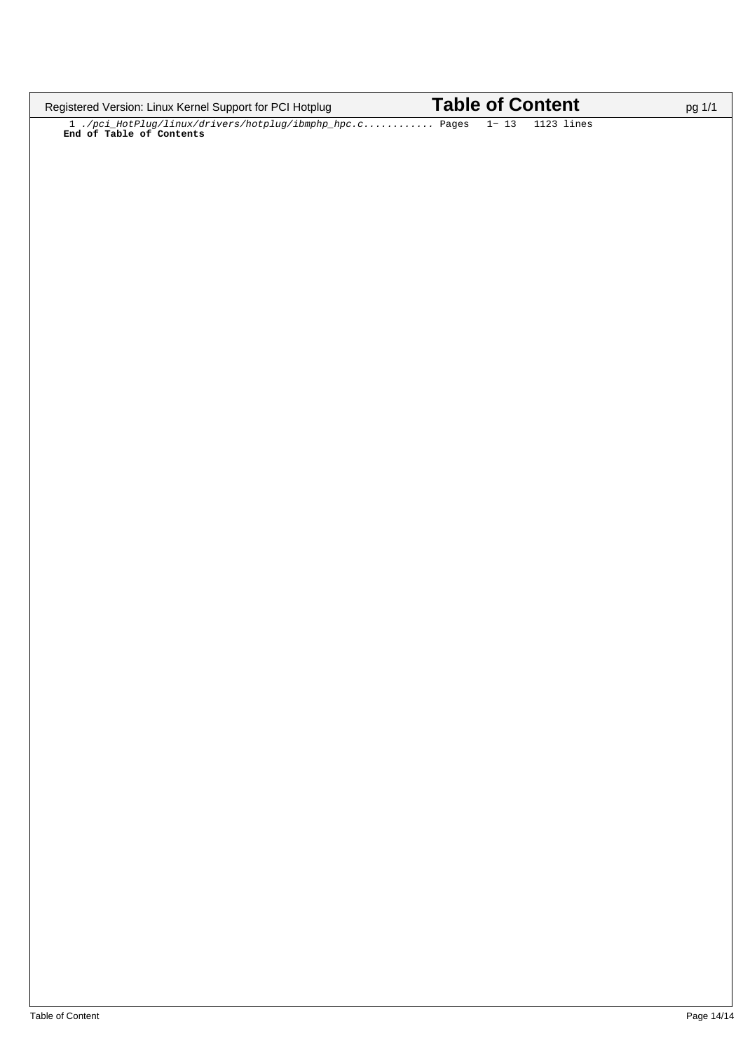# Table of Content

1 *./pci_HotPlug/linux/drivers/hotplug/ibmphp_hpc.c*............ Pages 1- 13 1123 lines

**End of Table of Contents**